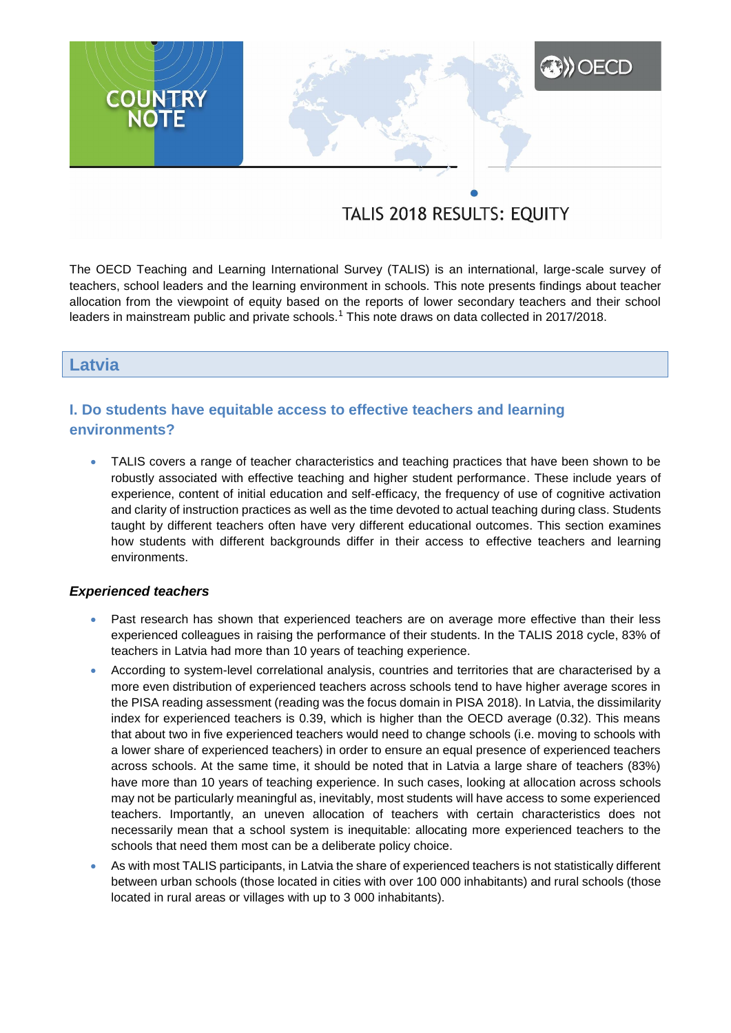# COUNTRY NOTE

# TALIS 2018 RESULTS: EQUITY

The OECD Teaching and Learning International Survey (TALIS) is an international, large-scale survey of teachers, school leaders and the learning environment in schools. This note presents findings about teacher allocation from the viewpoint of equity based on the reports of lower secondary teachers and their school leaders in mainstream public and private schools.[1] This note draws on data collected in 2017/2018.

## Latvia

### I. Do students have equitable access to effective teachers and learning environments?

- TALIS covers a range of teacher characteristics and teaching practices that have been shown to be robustly associated with effective teaching and higher student performance. These include years of experience, content of initial education and self-efficacy, the frequency of use of cognitive activation and clarity of instruction practices as well as the time devoted to actual teaching during class. Students taught by different teachers often have very different educational outcomes. This section examines how students with different backgrounds differ in their access to effective teachers and learning environments.

#### *Experienced teachers*

- Past research has shown that experienced teachers are on average more effective than their less experienced colleagues in raising the performance of their students. In the TALIS 2018 cycle, 83% of teachers in Latvia had more than 10 years of teaching experience.
- According to system-level correlational analysis, countries and territories that are characterised by a more even distribution of experienced teachers across schools tend to have higher average scores in the PISA reading assessment (reading was the focus domain in PISA 2018). In Latvia, the dissimilarity index for experienced teachers is 0.39, which is higher than the OECD average (0.32). This means that about two in five experienced teachers would need to change schools (i.e. moving to schools with a lower share of experienced teachers) in order to ensure an equal presence of experienced teachers across schools. At the same time, it should be noted that in Latvia a large share of teachers (83%) have more than 10 years of teaching experience. In such cases, looking at allocation across schools may not be particularly meaningful as, inevitably, most students will have access to some experienced teachers. Importantly, an uneven allocation of teachers with certain characteristics does not necessarily mean that a school system is inequitable: allocating more experienced teachers to the schools that need them most can be a deliberate policy choice.
- As with most TALIS participants, in Latvia the share of experienced teachers is not statistically different between urban schools (those located in cities with over 100 000 inhabitants) and rural schools (those located in rural areas or villages with up to 3 000 inhabitants).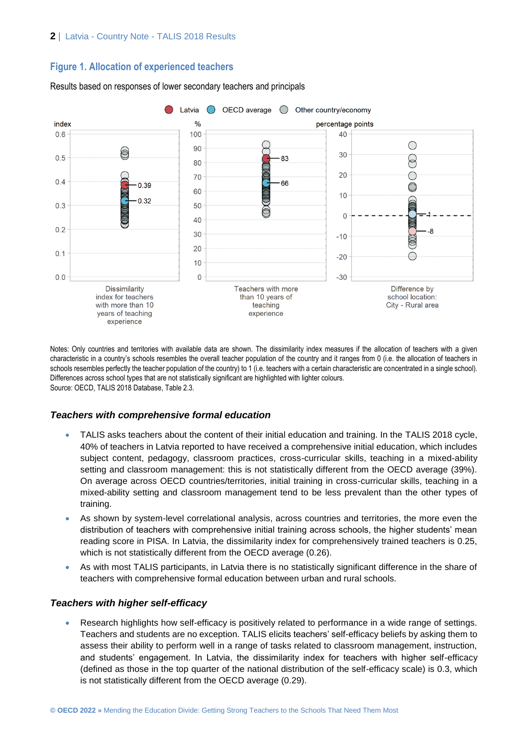## Figure 1. Allocation of experienced teachers

Results based on responses of lower secondary teachers and principals

Latvia | OECD average | Other country/economy

| | Latvia | OECD average |
|---|---|---|
| Dissimilarity index for teachers with more than 10 years of teaching experience (index) | 0.39 | 0.32 |
| Teachers with more than 10 years of teaching experience (%) | 83 | 66 |
| Difference by school location: City - Rural area (percentage points) | -8 | -1 |

Notes: Only countries and territories with available data are shown. The dissimilarity index measures if the allocation of teachers with a given characteristic in a country's schools resembles the overall teacher population of the country and it ranges from 0 (i.e. the allocation of teachers in schools resembles perfectly the teacher population of the country) to 1 (i.e. teachers with a certain characteristic are concentrated in a single school). Differences across school types that are not statistically significant are highlighted with lighter colours.
Source: OECD, TALIS 2018 Database, Table 2.3.

### *Teachers with comprehensive formal education*

- TALIS asks teachers about the content of their initial education and training. In the TALIS 2018 cycle, 40% of teachers in Latvia reported to have received a comprehensive initial education, which includes subject content, pedagogy, classroom practices, cross-curricular skills, teaching in a mixed-ability setting and classroom management: this is not statistically different from the OECD average (39%). On average across OECD countries/territories, initial training in cross-curricular skills, teaching in a mixed-ability setting and classroom management tend to be less prevalent than the other types of training.
- As shown by system-level correlational analysis, across countries and territories, the more even the distribution of teachers with comprehensive initial training across schools, the higher students' mean reading score in PISA. In Latvia, the dissimilarity index for comprehensively trained teachers is 0.25, which is not statistically different from the OECD average (0.26).
- As with most TALIS participants, in Latvia there is no statistically significant difference in the share of teachers with comprehensive formal education between urban and rural schools.

### *Teachers with higher self-efficacy*

- Research highlights how self-efficacy is positively related to performance in a wide range of settings. Teachers and students are no exception. TALIS elicits teachers' self-efficacy beliefs by asking them to assess their ability to perform well in a range of tasks related to classroom management, instruction, and students' engagement. In Latvia, the dissimilarity index for teachers with higher self-efficacy (defined as those in the top quarter of the national distribution of the self-efficacy scale) is 0.3, which is not statistically different from the OECD average (0.29).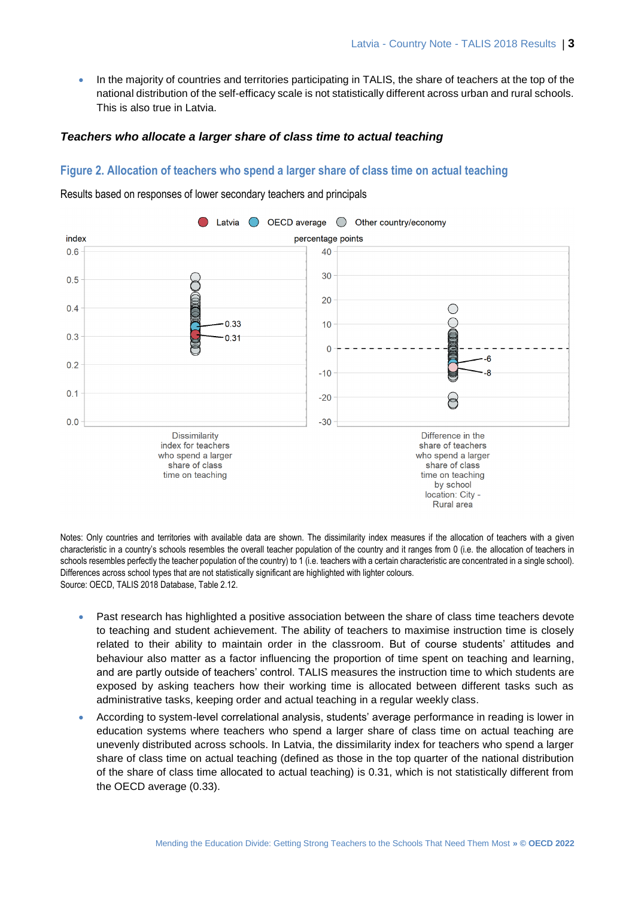- In the majority of countries and territories participating in TALIS, the share of teachers at the top of the national distribution of the self-efficacy scale is not statistically different across urban and rural schools. This is also true in Latvia.

### *Teachers who allocate a larger share of class time to actual teaching*

## Figure 2. Allocation of teachers who spend a larger share of class time on actual teaching

Results based on responses of lower secondary teachers and principals

Notes: Only countries and territories with available data are shown. The dissimilarity index measures if the allocation of teachers with a given characteristic in a country's schools resembles the overall teacher population of the country and it ranges from 0 (i.e. the allocation of teachers in schools resembles perfectly the teacher population of the country) to 1 (i.e. teachers with a certain characteristic are concentrated in a single school). Differences across school types that are not statistically significant are highlighted with lighter colours.
Source: OECD, TALIS 2018 Database, Table 2.12.

- Past research has highlighted a positive association between the share of class time teachers devote to teaching and student achievement. The ability of teachers to maximise instruction time is closely related to their ability to maintain order in the classroom. But of course students' attitudes and behaviour also matter as a factor influencing the proportion of time spent on teaching and learning, and are partly outside of teachers' control. TALIS measures the instruction time to which students are exposed by asking teachers how their working time is allocated between different tasks such as administrative tasks, keeping order and actual teaching in a regular weekly class.
- According to system-level correlational analysis, students' average performance in reading is lower in education systems where teachers who spend a larger share of class time on actual teaching are unevenly distributed across schools. In Latvia, the dissimilarity index for teachers who spend a larger share of class time on actual teaching (defined as those in the top quarter of the national distribution of the share of class time allocated to actual teaching) is 0.31, which is not statistically different from the OECD average (0.33).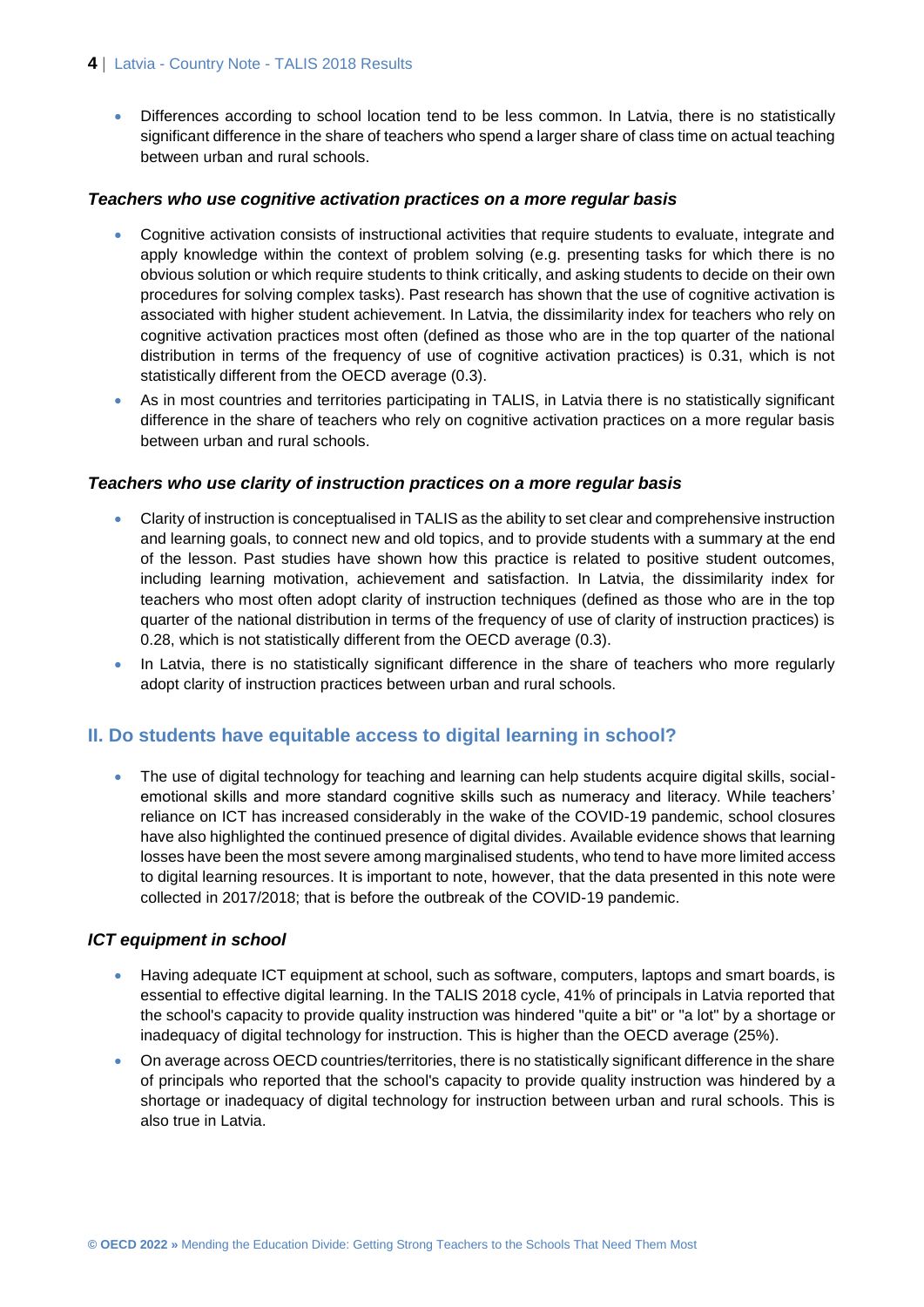- Differences according to school location tend to be less common. In Latvia, there is no statistically significant difference in the share of teachers who spend a larger share of class time on actual teaching between urban and rural schools.

### *Teachers who use cognitive activation practices on a more regular basis*

- Cognitive activation consists of instructional activities that require students to evaluate, integrate and apply knowledge within the context of problem solving (e.g. presenting tasks for which there is no obvious solution or which require students to think critically, and asking students to decide on their own procedures for solving complex tasks). Past research has shown that the use of cognitive activation is associated with higher student achievement. In Latvia, the dissimilarity index for teachers who rely on cognitive activation practices most often (defined as those who are in the top quarter of the national distribution in terms of the frequency of use of cognitive activation practices) is 0.31, which is not statistically different from the OECD average (0.3).
- As in most countries and territories participating in TALIS, in Latvia there is no statistically significant difference in the share of teachers who rely on cognitive activation practices on a more regular basis between urban and rural schools.

### *Teachers who use clarity of instruction practices on a more regular basis*

- Clarity of instruction is conceptualised in TALIS as the ability to set clear and comprehensive instruction and learning goals, to connect new and old topics, and to provide students with a summary at the end of the lesson. Past studies have shown how this practice is related to positive student outcomes, including learning motivation, achievement and satisfaction. In Latvia, the dissimilarity index for teachers who most often adopt clarity of instruction techniques (defined as those who are in the top quarter of the national distribution in terms of the frequency of use of clarity of instruction practices) is 0.28, which is not statistically different from the OECD average (0.3).
- In Latvia, there is no statistically significant difference in the share of teachers who more regularly adopt clarity of instruction practices between urban and rural schools.

## II. Do students have equitable access to digital learning in school?

- The use of digital technology for teaching and learning can help students acquire digital skills, social-emotional skills and more standard cognitive skills such as numeracy and literacy. While teachers' reliance on ICT has increased considerably in the wake of the COVID-19 pandemic, school closures have also highlighted the continued presence of digital divides. Available evidence shows that learning losses have been the most severe among marginalised students, who tend to have more limited access to digital learning resources. It is important to note, however, that the data presented in this note were collected in 2017/2018; that is before the outbreak of the COVID-19 pandemic.

### *ICT equipment in school*

- Having adequate ICT equipment at school, such as software, computers, laptops and smart boards, is essential to effective digital learning. In the TALIS 2018 cycle, 41% of principals in Latvia reported that the school's capacity to provide quality instruction was hindered "quite a bit" or "a lot" by a shortage or inadequacy of digital technology for instruction. This is higher than the OECD average (25%).
- On average across OECD countries/territories, there is no statistically significant difference in the share of principals who reported that the school's capacity to provide quality instruction was hindered by a shortage or inadequacy of digital technology for instruction between urban and rural schools. This is also true in Latvia.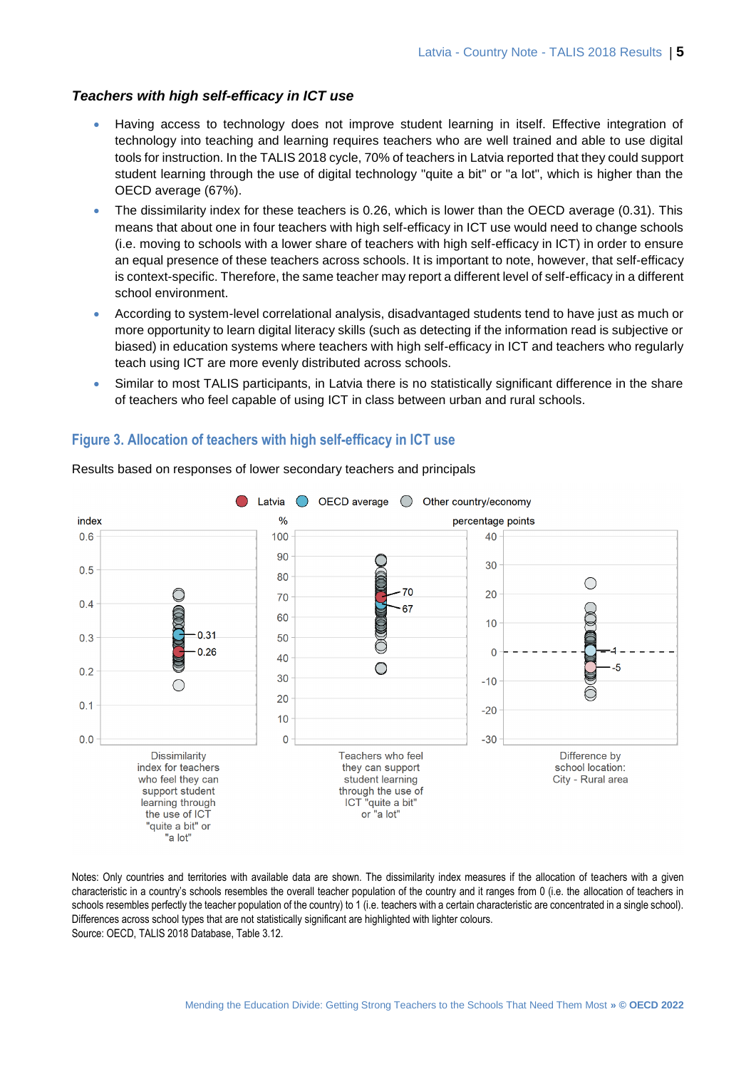### *Teachers with high self-efficacy in ICT use*

- Having access to technology does not improve student learning in itself. Effective integration of technology into teaching and learning requires teachers who are well trained and able to use digital tools for instruction. In the TALIS 2018 cycle, 70% of teachers in Latvia reported that they could support student learning through the use of digital technology "quite a bit" or "a lot", which is higher than the OECD average (67%).
- The dissimilarity index for these teachers is 0.26, which is lower than the OECD average (0.31). This means that about one in four teachers with high self-efficacy in ICT use would need to change schools (i.e. moving to schools with a lower share of teachers with high self-efficacy in ICT) in order to ensure an equal presence of these teachers across schools. It is important to note, however, that self-efficacy is context-specific. Therefore, the same teacher may report a different level of self-efficacy in a different school environment.
- According to system-level correlational analysis, disadvantaged students tend to have just as much or more opportunity to learn digital literacy skills (such as detecting if the information read is subjective or biased) in education systems where teachers with high self-efficacy in ICT and teachers who regularly teach using ICT are more evenly distributed across schools.
- Similar to most TALIS participants, in Latvia there is no statistically significant difference in the share of teachers who feel capable of using ICT in class between urban and rural schools.

## Figure 3. Allocation of teachers with high self-efficacy in ICT use

Results based on responses of lower secondary teachers and principals

Latvia | OECD average | Other country/economy

| | Latvia | OECD average |
|---|---|---|
| Dissimilarity index for teachers who feel they can support student learning through the use of ICT "quite a bit" or "a lot" (index) | 0.26 | 0.31 |
| Teachers who feel they can support student learning through the use of ICT "quite a bit" or "a lot" (%) | 70 | 67 |
| Difference by school location: City - Rural area (percentage points) | -5 | -1 |

Notes: Only countries and territories with available data are shown. The dissimilarity index measures if the allocation of teachers with a given characteristic in a country's schools resembles the overall teacher population of the country and it ranges from 0 (i.e. the allocation of teachers in schools resembles perfectly the teacher population of the country) to 1 (i.e. teachers with a certain characteristic are concentrated in a single school). Differences across school types that are not statistically significant are highlighted with lighter colours.
Source: OECD, TALIS 2018 Database, Table 3.12.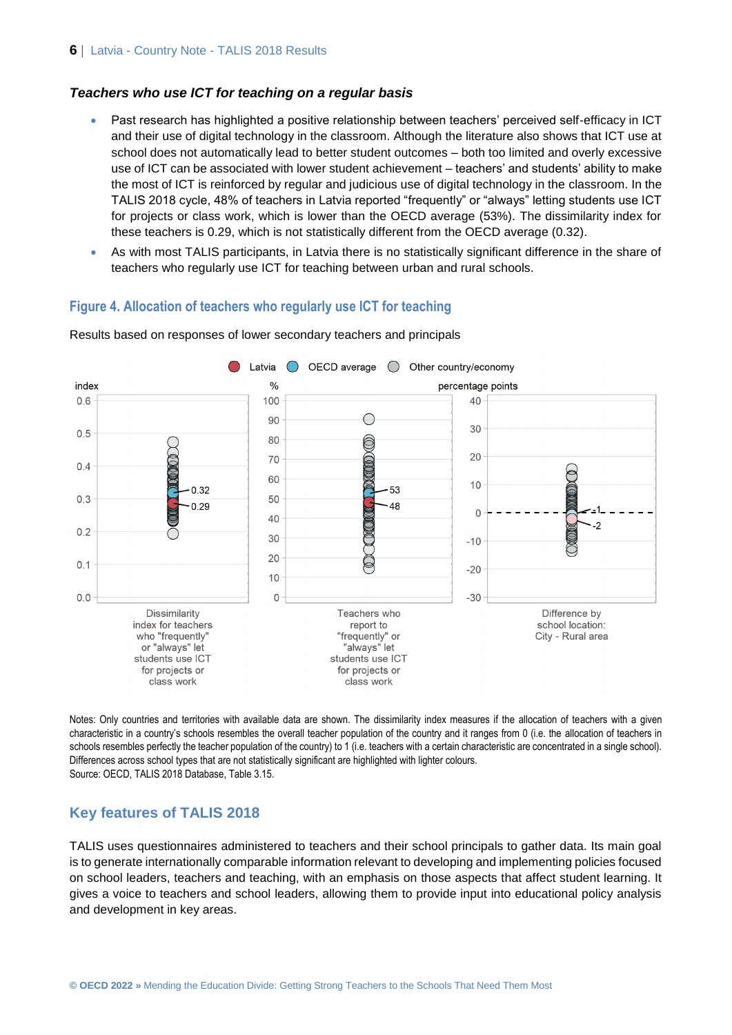### *Teachers who use ICT for teaching on a regular basis*

- Past research has highlighted a positive relationship between teachers' perceived self-efficacy in ICT and their use of digital technology in the classroom. Although the literature also shows that ICT use at school does not automatically lead to better student outcomes – both too limited and overly excessive use of ICT can be associated with lower student achievement – teachers' and students' ability to make the most of ICT is reinforced by regular and judicious use of digital technology in the classroom. In the TALIS 2018 cycle, 48% of teachers in Latvia reported "frequently" or "always" letting students use ICT for projects or class work, which is lower than the OECD average (53%). The dissimilarity index for these teachers is 0.29, which is not statistically different from the OECD average (0.32).
- As with most TALIS participants, in Latvia there is no statistically significant difference in the share of teachers who regularly use ICT for teaching between urban and rural schools.

## Figure 4. Allocation of teachers who regularly use ICT for teaching

Results based on responses of lower secondary teachers and principals

Legend: Latvia; OECD average; Other country/economy

| | Latvia | OECD average |
|---|---|---|
| Dissimilarity index for teachers who "frequently" or "always" let students use ICT for projects or class work (index) | 0.29 | 0.32 |
| Teachers who report to "frequently" or "always" let students use ICT for projects or class work (%) | 48 | 53 |
| Difference by school location: City - Rural area (percentage points) | -2 | -1 |

Notes: Only countries and territories with available data are shown. The dissimilarity index measures if the allocation of teachers with a given characteristic in a country's schools resembles the overall teacher population of the country and it ranges from 0 (i.e. the allocation of teachers in schools resembles perfectly the teacher population of the country) to 1 (i.e. teachers with a certain characteristic are concentrated in a single school). Differences across school types that are not statistically significant are highlighted with lighter colours.
Source: OECD, TALIS 2018 Database, Table 3.15.

## Key features of TALIS 2018

TALIS uses questionnaires administered to teachers and their school principals to gather data. Its main goal is to generate internationally comparable information relevant to developing and implementing policies focused on school leaders, teachers and teaching, with an emphasis on those aspects that affect student learning. It gives a voice to teachers and school leaders, allowing them to provide input into educational policy analysis and development in key areas.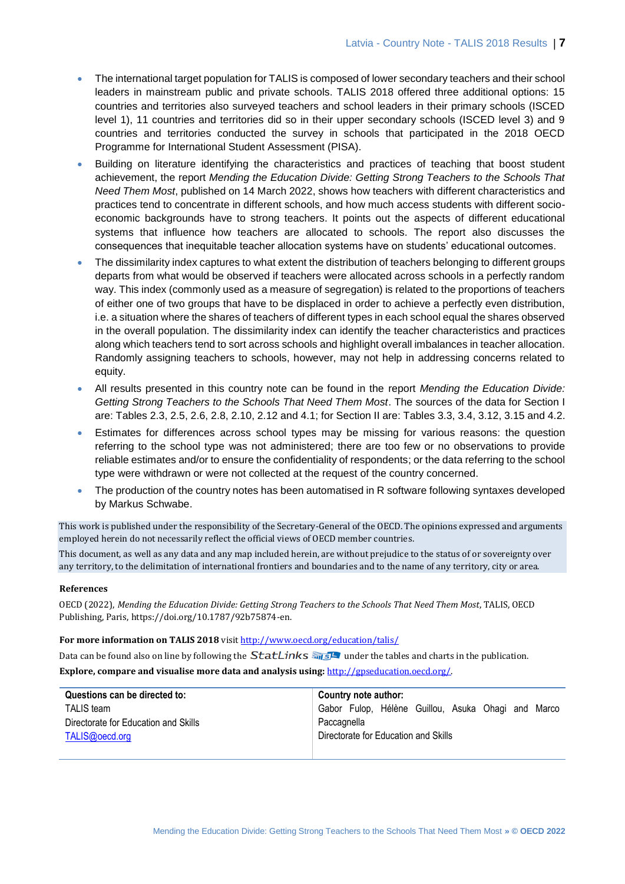- The international target population for TALIS is composed of lower secondary teachers and their school leaders in mainstream public and private schools. TALIS 2018 offered three additional options: 15 countries and territories also surveyed teachers and school leaders in their primary schools (ISCED level 1), 11 countries and territories did so in their upper secondary schools (ISCED level 3) and 9 countries and territories conducted the survey in schools that participated in the 2018 OECD Programme for International Student Assessment (PISA).
- Building on literature identifying the characteristics and practices of teaching that boost student achievement, the report *Mending the Education Divide: Getting Strong Teachers to the Schools That Need Them Most*, published on 14 March 2022, shows how teachers with different characteristics and practices tend to concentrate in different schools, and how much access students with different socio-economic backgrounds have to strong teachers. It points out the aspects of different educational systems that influence how teachers are allocated to schools. The report also discusses the consequences that inequitable teacher allocation systems have on students' educational outcomes.
- The dissimilarity index captures to what extent the distribution of teachers belonging to different groups departs from what would be observed if teachers were allocated across schools in a perfectly random way. This index (commonly used as a measure of segregation) is related to the proportions of teachers of either one of two groups that have to be displaced in order to achieve a perfectly even distribution, i.e. a situation where the shares of teachers of different types in each school equal the shares observed in the overall population. The dissimilarity index can identify the teacher characteristics and practices along which teachers tend to sort across schools and highlight overall imbalances in teacher allocation. Randomly assigning teachers to schools, however, may not help in addressing concerns related to equity.
- All results presented in this country note can be found in the report *Mending the Education Divide: Getting Strong Teachers to the Schools That Need Them Most*. The sources of the data for Section I are: Tables 2.3, 2.5, 2.6, 2.8, 2.10, 2.12 and 4.1; for Section II are: Tables 3.3, 3.4, 3.12, 3.15 and 4.2.
- Estimates for differences across school types may be missing for various reasons: the question referring to the school type was not administered; there are too few or no observations to provide reliable estimates and/or to ensure the confidentiality of respondents; or the data referring to the school type were withdrawn or were not collected at the request of the country concerned.
- The production of the country notes has been automatised in R software following syntaxes developed by Markus Schwabe.

This work is published under the responsibility of the Secretary-General of the OECD. The opinions expressed and arguments employed herein do not necessarily reflect the official views of OECD member countries.

This document, as well as any data and any map included herein, are without prejudice to the status of or sovereignty over any territory, to the delimitation of international frontiers and boundaries and to the name of any territory, city or area.

**References**

OECD (2022), *Mending the Education Divide: Getting Strong Teachers to the Schools That Need Them Most*, TALIS, OECD Publishing, Paris, https://doi.org/10.1787/92b75874-en.

**For more information on TALIS 2018** visit http://www.oecd.org/education/talis/

Data can be found also on line by following the StatLinks under the tables and charts in the publication.

**Explore, compare and visualise more data and analysis using:** http://gpseducation.oecd.org/.

| **Questions can be directed to:** | **Country note author:** |
|---|---|
| TALIS team<br>Directorate for Education and Skills<br>TALIS@oecd.org | Gabor Fulop, Hélène Guillou, Asuka Ohagi and Marco Paccagnella<br>Directorate for Education and Skills |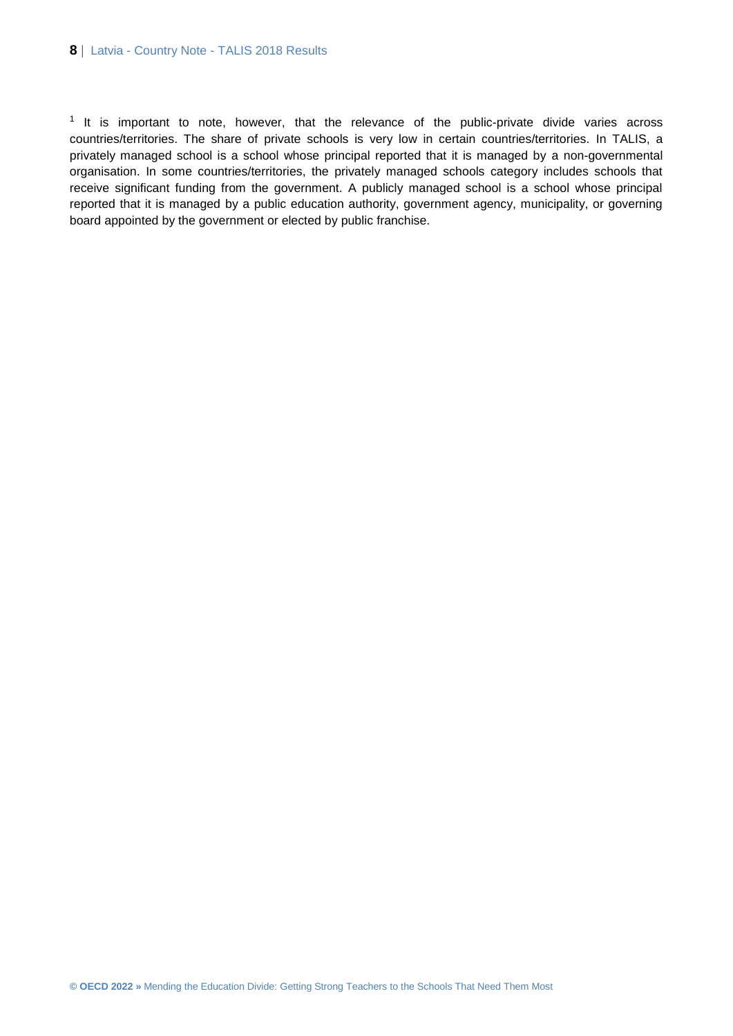[1] It is important to note, however, that the relevance of the public-private divide varies across countries/territories. The share of private schools is very low in certain countries/territories. In TALIS, a privately managed school is a school whose principal reported that it is managed by a non-governmental organisation. In some countries/territories, the privately managed schools category includes schools that receive significant funding from the government. A publicly managed school is a school whose principal reported that it is managed by a public education authority, government agency, municipality, or governing board appointed by the government or elected by public franchise.